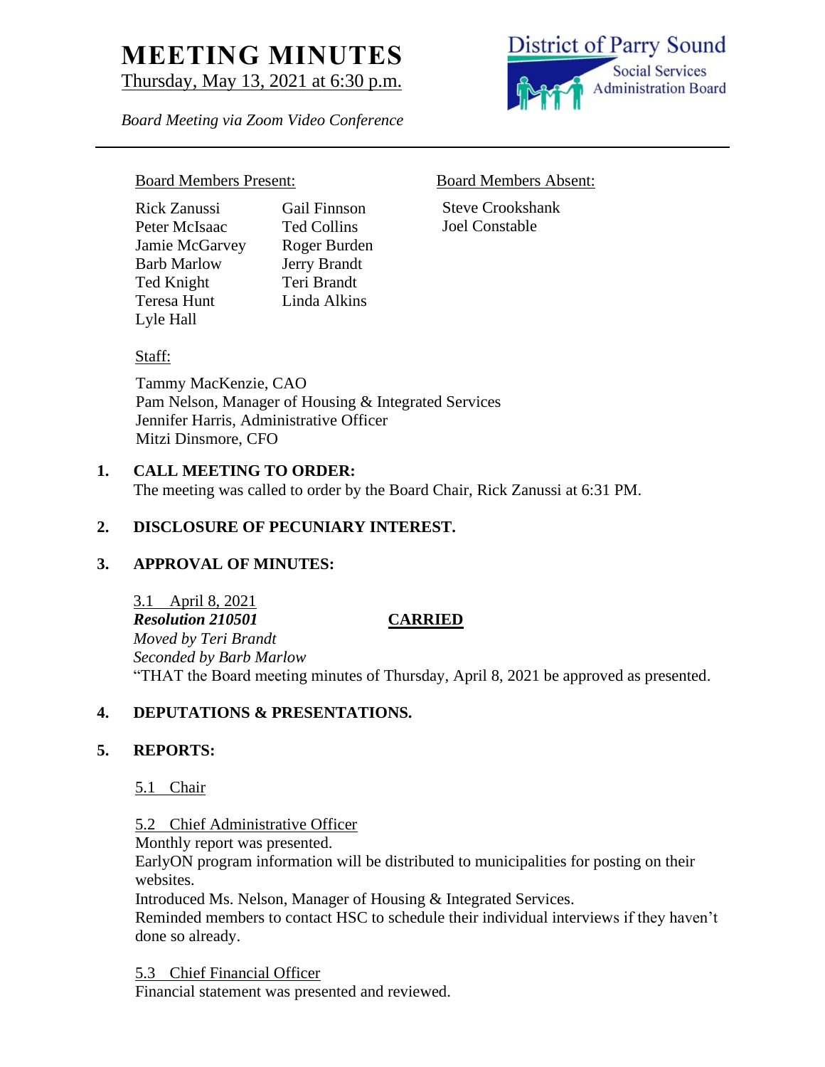# MEETING MINUTES

Thursday, May 13, 2021 at 6:30 p.m.

*Board Meeting via Zoom Video Conference*

District of Parry Sound
Social Services
Administration Board

---

Board Members Present:

Rick Zanussi
Peter McIsaac
Jamie McGarvey
Barb Marlow
Ted Knight
Teresa Hunt
Lyle Hall
Gail Finnson
Ted Collins
Roger Burden
Jerry Brandt
Teri Brandt
Linda Alkins

Board Members Absent:

Steve Crookshank
Joel Constable

Staff:

Tammy MacKenzie, CAO
Pam Nelson, Manager of Housing & Integrated Services
Jennifer Harris, Administrative Officer
Mitzi Dinsmore, CFO

**1. CALL MEETING TO ORDER:**

The meeting was called to order by the Board Chair, Rick Zanussi at 6:31 PM.

**2. DISCLOSURE OF PECUNIARY INTEREST.**

**3. APPROVAL OF MINUTES:**

3.1 April 8, 2021

***Resolution 210501*** **CARRIED**

*Moved by Teri Brandt*
*Seconded by Barb Marlow*
"THAT the Board meeting minutes of Thursday, April 8, 2021 be approved as presented.

**4. DEPUTATIONS & PRESENTATIONS.**

**5. REPORTS:**

5.1 Chair

5.2 Chief Administrative Officer

Monthly report was presented.
EarlyON program information will be distributed to municipalities for posting on their websites.
Introduced Ms. Nelson, Manager of Housing & Integrated Services.
Reminded members to contact HSC to schedule their individual interviews if they haven't done so already.

5.3 Chief Financial Officer

Financial statement was presented and reviewed.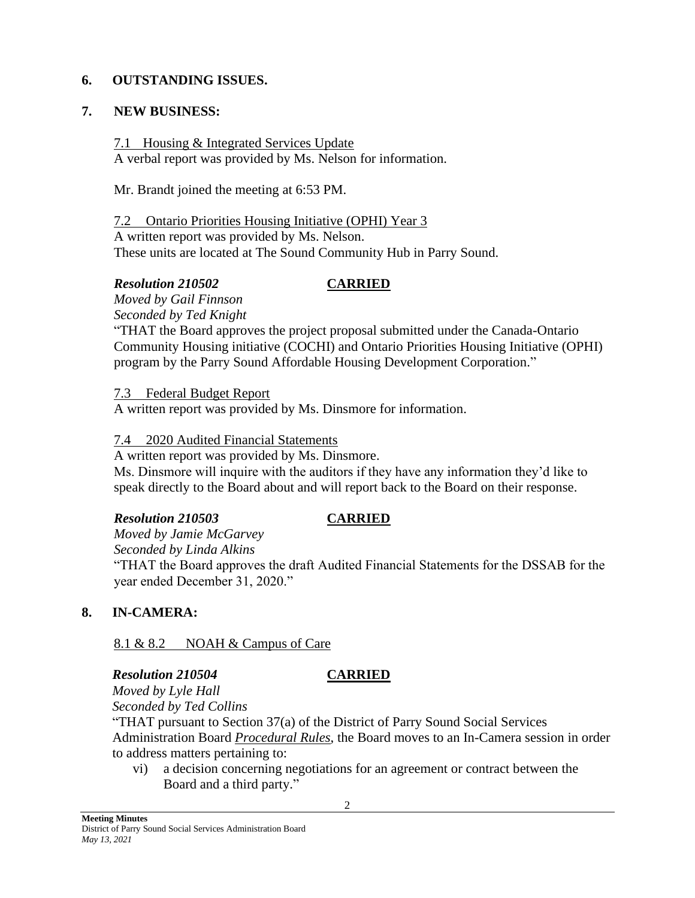## 6. OUTSTANDING ISSUES.

## 7. NEW BUSINESS:

7.1 Housing & Integrated Services Update
A verbal report was provided by Ms. Nelson for information.

Mr. Brandt joined the meeting at 6:53 PM.

7.2 Ontario Priorities Housing Initiative (OPHI) Year 3
A written report was provided by Ms. Nelson.
These units are located at The Sound Community Hub in Parry Sound.

***Resolution 210502*** **CARRIED**
*Moved by Gail Finnson*
*Seconded by Ted Knight*
"THAT the Board approves the project proposal submitted under the Canada-Ontario Community Housing initiative (COCHI) and Ontario Priorities Housing Initiative (OPHI) program by the Parry Sound Affordable Housing Development Corporation."

7.3 Federal Budget Report
A written report was provided by Ms. Dinsmore for information.

7.4 2020 Audited Financial Statements
A written report was provided by Ms. Dinsmore.
Ms. Dinsmore will inquire with the auditors if they have any information they'd like to speak directly to the Board about and will report back to the Board on their response.

***Resolution 210503*** **CARRIED**
*Moved by Jamie McGarvey*
*Seconded by Linda Alkins*
"THAT the Board approves the draft Audited Financial Statements for the DSSAB for the year ended December 31, 2020."

## 8. IN-CAMERA:

8.1 & 8.2 NOAH & Campus of Care

***Resolution 210504*** **CARRIED**
*Moved by Lyle Hall*
*Seconded by Ted Collins*
"THAT pursuant to Section 37(a) of the District of Parry Sound Social Services Administration Board ***Procedural Rules***, the Board moves to an In-Camera session in order to address matters pertaining to:

vi) a decision concerning negotiations for an agreement or contract between the Board and a third party."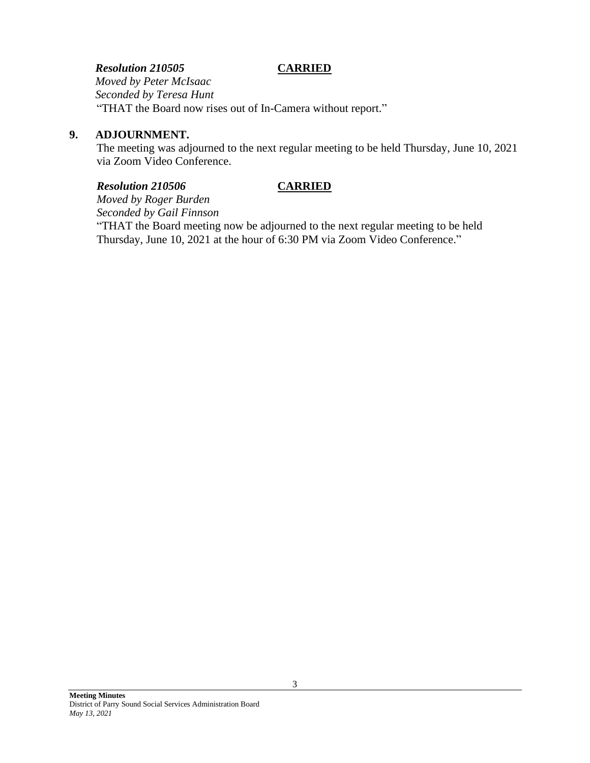***Resolution 210505*** **CARRIED**

*Moved by Peter McIsaac*
*Seconded by Teresa Hunt*

"THAT the Board now rises out of In-Camera without report."

## 9. ADJOURNMENT.

The meeting was adjourned to the next regular meeting to be held Thursday, June 10, 2021 via Zoom Video Conference.

***Resolution 210506*** **CARRIED**

*Moved by Roger Burden*
*Seconded by Gail Finnson*

"THAT the Board meeting now be adjourned to the next regular meeting to be held Thursday, June 10, 2021 at the hour of 6:30 PM via Zoom Video Conference."